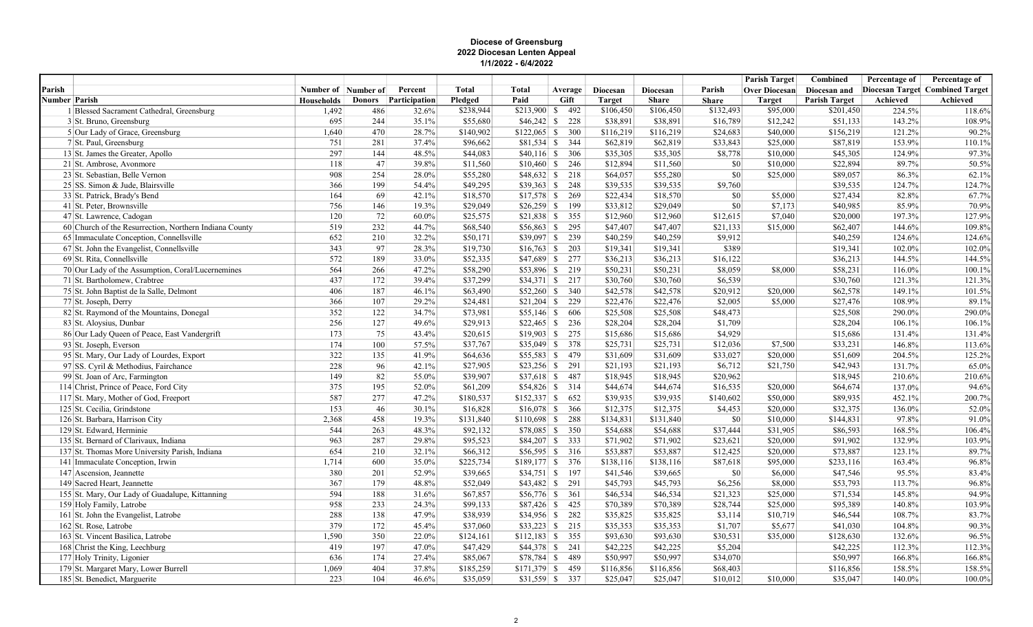# Diocese of Greensburg
## 2022 Diocesan Lenten Appeal
### 1/1/2022 - 6/4/2022

| Parish Number | Parish | Number of Households | Number of Donors | Percent Participation | Total Pledged | Total Paid | Average Gift | Diocesan Target | Diocesan Share | Parish Share | Parish Target Over Diocesan Target | Combined Diocesan and Parish Target | Percentage of Diocesan Target Achieved | Percentage of Combined Target Achieved |
|---|---|---|---|---|---|---|---|---|---|---|---|---|---|---|
| 1 | Blessed Sacrament Cathedral, Greensburg | 1,492 | 486 | 32.6% | $238,944 | $213,900 | $ 492 | $106,450 | $106,450 | $132,493 | $95,000 | $201,450 | 224.5% | 118.6% |
| 3 | St. Bruno, Greensburg | 695 | 244 | 35.1% | $55,680 | $46,242 | $ 228 | $38,891 | $38,891 | $16,789 | $12,242 | $51,133 | 143.2% | 108.9% |
| 5 | Our Lady of Grace, Greensburg | 1,640 | 470 | 28.7% | $140,902 | $122,065 | $ 300 | $116,219 | $116,219 | $24,683 | $40,000 | $156,219 | 121.2% | 90.2% |
| 7 | St. Paul, Greensburg | 751 | 281 | 37.4% | $96,662 | $81,534 | $ 344 | $62,819 | $62,819 | $33,843 | $25,000 | $87,819 | 153.9% | 110.1% |
| 13 | St. James the Greater, Apollo | 297 | 144 | 48.5% | $44,083 | $40,116 | $ 306 | $35,305 | $35,305 | $8,778 | $10,000 | $45,305 | 124.9% | 97.3% |
| 21 | St. Ambrose, Avonmore | 118 | 47 | 39.8% | $11,560 | $10,460 | $ 246 | $12,894 | $11,560 | $0 | $10,000 | $22,894 | 89.7% | 50.5% |
| 23 | St. Sebastian, Belle Vernon | 908 | 254 | 28.0% | $55,280 | $48,632 | $ 218 | $64,057 | $55,280 | $0 | $25,000 | $89,057 | 86.3% | 62.1% |
| 25 | SS. Simon & Jude, Blairsville | 366 | 199 | 54.4% | $49,295 | $39,363 | $ 248 | $39,535 | $39,535 | $9,760 | | $39,535 | 124.7% | 124.7% |
| 33 | St. Patrick, Brady's Bend | 164 | 69 | 42.1% | $18,570 | $17,578 | $ 269 | $22,434 | $18,570 | $0 | $5,000 | $27,434 | 82.8% | 67.7% |
| 41 | St. Peter, Brownsville | 756 | 146 | 19.3% | $29,049 | $26,259 | $ 199 | $33,812 | $29,049 | $0 | $7,173 | $40,985 | 85.9% | 70.9% |
| 47 | St. Lawrence, Cadogan | 120 | 72 | 60.0% | $25,575 | $21,838 | $ 355 | $12,960 | $12,960 | $12,615 | $7,040 | $20,000 | 197.3% | 127.9% |
| 60 | Church of the Resurrection, Northern Indiana County | 519 | 232 | 44.7% | $68,540 | $56,863 | $ 295 | $47,407 | $47,407 | $21,133 | $15,000 | $62,407 | 144.6% | 109.8% |
| 65 | Immaculate Conception, Connellsville | 652 | 210 | 32.2% | $50,171 | $39,097 | $ 239 | $40,259 | $40,259 | $9,912 | | $40,259 | 124.6% | 124.6% |
| 67 | St. John the Evangelist, Connellsville | 343 | 97 | 28.3% | $19,730 | $16,763 | $ 203 | $19,341 | $19,341 | $389 | | $19,341 | 102.0% | 102.0% |
| 69 | St. Rita, Connellsville | 572 | 189 | 33.0% | $52,335 | $47,689 | $ 277 | $36,213 | $36,213 | $16,122 | | $36,213 | 144.5% | 144.5% |
| 70 | Our Lady of the Assumption, Coral/Lucernemines | 564 | 266 | 47.2% | $58,290 | $53,896 | $ 219 | $50,231 | $50,231 | $8,059 | $8,000 | $58,231 | 116.0% | 100.1% |
| 71 | St. Bartholomew, Crabtree | 437 | 172 | 39.4% | $37,299 | $34,371 | $ 217 | $30,760 | $30,760 | $6,539 | | $30,760 | 121.3% | 121.3% |
| 75 | St. John Baptist de la Salle, Delmont | 406 | 187 | 46.1% | $63,490 | $52,260 | $ 340 | $42,578 | $42,578 | $20,912 | $20,000 | $62,578 | 149.1% | 101.5% |
| 77 | St. Joseph, Derry | 366 | 107 | 29.2% | $24,481 | $21,204 | $ 229 | $22,476 | $22,476 | $2,005 | $5,000 | $27,476 | 108.9% | 89.1% |
| 82 | St. Raymond of the Mountains, Donegal | 352 | 122 | 34.7% | $73,981 | $55,146 | $ 606 | $25,508 | $25,508 | $48,473 | | $25,508 | 290.0% | 290.0% |
| 83 | St. Aloysius, Dunbar | 256 | 127 | 49.6% | $29,913 | $22,465 | $ 236 | $28,204 | $28,204 | $1,709 | | $28,204 | 106.1% | 106.1% |
| 86 | Our Lady Queen of Peace, East Vandergrift | 173 | 75 | 43.4% | $20,615 | $19,903 | $ 275 | $15,686 | $15,686 | $4,929 | | $15,686 | 131.4% | 131.4% |
| 93 | St. Joseph, Everson | 174 | 100 | 57.5% | $37,767 | $35,049 | $ 378 | $25,731 | $25,731 | $12,036 | $7,500 | $33,231 | 146.8% | 113.6% |
| 95 | St. Mary, Our Lady of Lourdes, Export | 322 | 135 | 41.9% | $64,636 | $55,583 | $ 479 | $31,609 | $31,609 | $33,027 | $20,000 | $51,609 | 204.5% | 125.2% |
| 97 | SS. Cyril & Methodius, Fairchance | 228 | 96 | 42.1% | $27,905 | $23,256 | $ 291 | $21,193 | $21,193 | $6,712 | $21,750 | $42,943 | 131.7% | 65.0% |
| 99 | St. Joan of Arc, Farmington | 149 | 82 | 55.0% | $39,907 | $37,618 | $ 487 | $18,945 | $18,945 | $20,962 | | $18,945 | 210.6% | 210.6% |
| 114 | Christ, Prince of Peace, Ford City | 375 | 195 | 52.0% | $61,209 | $54,826 | $ 314 | $44,674 | $44,674 | $16,535 | $20,000 | $64,674 | 137.0% | 94.6% |
| 117 | St. Mary, Mother of God, Freeport | 587 | 277 | 47.2% | $180,537 | $152,337 | $ 652 | $39,935 | $39,935 | $140,602 | $50,000 | $89,935 | 452.1% | 200.7% |
| 125 | St. Cecilia, Grindstone | 153 | 46 | 30.1% | $16,828 | $16,078 | $ 366 | $12,375 | $12,375 | $4,453 | $20,000 | $32,375 | 136.0% | 52.0% |
| 126 | St. Barbara, Harrison City | 2,368 | 458 | 19.3% | $131,840 | $110,698 | $ 288 | $134,831 | $131,840 | $0 | $10,000 | $144,831 | 97.8% | 91.0% |
| 129 | St. Edward, Herminie | 544 | 263 | 48.3% | $92,132 | $78,085 | $ 350 | $54,688 | $54,688 | $37,444 | $31,905 | $86,593 | 168.5% | 106.4% |
| 135 | St. Bernard of Clarivaux, Indiana | 963 | 287 | 29.8% | $95,523 | $84,207 | $ 333 | $71,902 | $71,902 | $23,621 | $20,000 | $91,902 | 132.9% | 103.9% |
| 137 | St. Thomas More University Parish, Indiana | 654 | 210 | 32.1% | $66,312 | $56,595 | $ 316 | $53,887 | $53,887 | $12,425 | $20,000 | $73,887 | 123.1% | 89.7% |
| 141 | Immaculate Conception, Irwin | 1,714 | 600 | 35.0% | $225,734 | $189,177 | $ 376 | $138,116 | $138,116 | $87,618 | $95,000 | $233,116 | 163.4% | 96.8% |
| 147 | Ascension, Jeannette | 380 | 201 | 52.9% | $39,665 | $34,751 | $ 197 | $41,546 | $39,665 | $0 | $6,000 | $47,546 | 95.5% | 83.4% |
| 149 | Sacred Heart, Jeannette | 367 | 179 | 48.8% | $52,049 | $43,482 | $ 291 | $45,793 | $45,793 | $6,256 | $8,000 | $53,793 | 113.7% | 96.8% |
| 155 | St. Mary, Our Lady of Guadalupe, Kittanning | 594 | 188 | 31.6% | $67,857 | $56,776 | $ 361 | $46,534 | $46,534 | $21,323 | $25,000 | $71,534 | 145.8% | 94.9% |
| 159 | Holy Family, Latrobe | 958 | 233 | 24.3% | $99,133 | $87,426 | $ 425 | $70,389 | $70,389 | $28,744 | $25,000 | $95,389 | 140.8% | 103.9% |
| 161 | St. John the Evangelist, Latrobe | 288 | 138 | 47.9% | $38,939 | $34,956 | $ 282 | $35,825 | $35,825 | $3,114 | $10,719 | $46,544 | 108.7% | 83.7% |
| 162 | St. Rose, Latrobe | 379 | 172 | 45.4% | $37,060 | $33,223 | $ 215 | $35,353 | $35,353 | $1,707 | $5,677 | $41,030 | 104.8% | 90.3% |
| 163 | St. Vincent Basilica, Latrobe | 1,590 | 350 | 22.0% | $124,161 | $112,183 | $ 355 | $93,630 | $93,630 | $30,531 | $35,000 | $128,630 | 132.6% | 96.5% |
| 168 | Christ the King, Leechburg | 419 | 197 | 47.0% | $47,429 | $44,378 | $ 241 | $42,225 | $42,225 | $5,204 | | $42,225 | 112.3% | 112.3% |
| 177 | Holy Trinity, Ligonier | 636 | 174 | 27.4% | $85,067 | $78,784 | $ 489 | $50,997 | $50,997 | $34,070 | | $50,997 | 166.8% | 166.8% |
| 179 | St. Margaret Mary, Lower Burrell | 1,069 | 404 | 37.8% | $185,259 | $171,379 | $ 459 | $116,856 | $116,856 | $68,403 | | $116,856 | 158.5% | 158.5% |
| 185 | St. Benedict, Marguerite | 223 | 104 | 46.6% | $35,059 | $31,559 | $ 337 | $25,047 | $25,047 | $10,012 | $10,000 | $35,047 | 140.0% | 100.0% |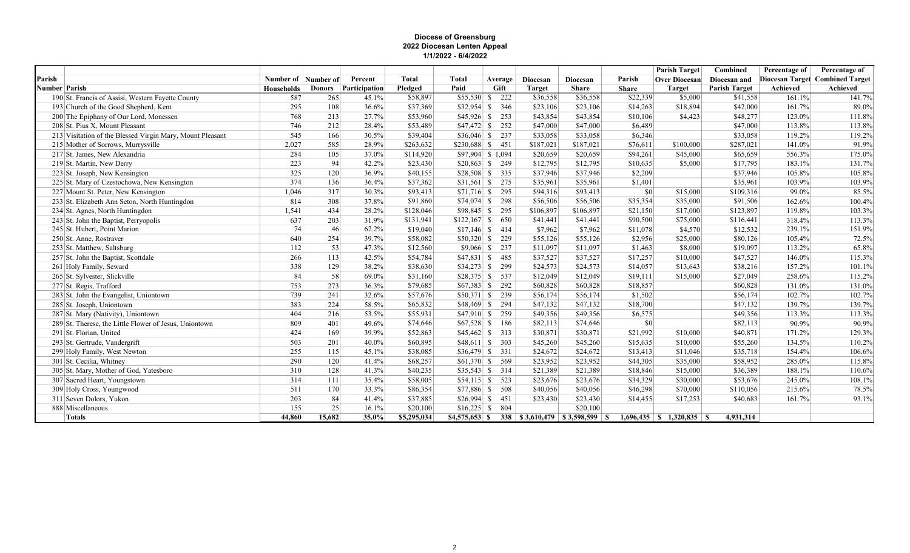**Diocese of Greensburg**
**2022 Diocesan Lenten Appeal**
**1/1/2022 - 6/4/2022**

| Parish Number | Parish | Number of Households | Number of Donors | Percent Participation | Total Pledged | Total Paid | Average Gift | Diocesan Target | Diocesan Share | Parish Share | Parish Target Over Diocesan Target | Combined Diocesan and Parish Target | Percentage of Diocesan Target Achieved | Percentage of Combined Target Achieved |
|---|---|---|---|---|---|---|---|---|---|---|---|---|---|---|
| 190 | St. Francis of Assisi, Western Fayette County | 587 | 265 | 45.1% | $58,897 | $55,530 | $ 222 | $36,558 | $36,558 | $22,339 | $5,000 | $41,558 | 161.1% | 141.7% |
| 193 | Church of the Good Shepherd, Kent | 295 | 108 | 36.6% | $37,369 | $32,954 | $ 346 | $23,106 | $23,106 | $14,263 | $18,894 | $42,000 | 161.7% | 89.0% |
| 200 | The Epiphany of Our Lord, Monessen | 768 | 213 | 27.7% | $53,960 | $45,926 | $ 253 | $43,854 | $43,854 | $10,106 | $4,423 | $48,277 | 123.0% | 111.8% |
| 208 | St. Pius X, Mount Pleasant | 746 | 212 | 28.4% | $53,489 | $47,472 | $ 252 | $47,000 | $47,000 | $6,489 | | $47,000 | 113.8% | 113.8% |
| 213 | Visitation of the Blessed Virgin Mary, Mount Pleasant | 545 | 166 | 30.5% | $39,404 | $36,046 | $ 237 | $33,058 | $33,058 | $6,346 | | $33,058 | 119.2% | 119.2% |
| 215 | Mother of Sorrows, Murrysville | 2,027 | 585 | 28.9% | $263,632 | $230,688 | $ 451 | $187,021 | $187,021 | $76,611 | $100,000 | $287,021 | 141.0% | 91.9% |
| 217 | St. James, New Alexandria | 284 | 105 | 37.0% | $114,920 | $97,904 | $ 1,094 | $20,659 | $20,659 | $94,261 | $45,000 | $65,659 | 556.3% | 175.0% |
| 219 | St. Martin, New Derry | 223 | 94 | 42.2% | $23,430 | $20,863 | $ 249 | $12,795 | $12,795 | $10,635 | $5,000 | $17,795 | 183.1% | 131.7% |
| 223 | St. Joseph, New Kensington | 325 | 120 | 36.9% | $40,155 | $28,508 | $ 335 | $37,946 | $37,946 | $2,209 | | $37,946 | 105.8% | 105.8% |
| 225 | St. Mary of Czestochowa, New Kensington | 374 | 136 | 36.4% | $37,362 | $31,561 | $ 275 | $35,961 | $35,961 | $1,401 | | $35,961 | 103.9% | 103.9% |
| 227 | Mount St. Peter, New Kensington | 1,046 | 317 | 30.3% | $93,413 | $71,716 | $ 295 | $94,316 | $93,413 | $0 | $15,000 | $109,316 | 99.0% | 85.5% |
| 233 | St. Elizabeth Ann Seton, North Huntingdon | 814 | 308 | 37.8% | $91,860 | $74,074 | $ 298 | $56,506 | $56,506 | $35,354 | $35,000 | $91,506 | 162.6% | 100.4% |
| 234 | St. Agnes, North Huntingdon | 1,541 | 434 | 28.2% | $128,046 | $98,845 | $ 295 | $106,897 | $106,897 | $21,150 | $17,000 | $123,897 | 119.8% | 103.3% |
| 243 | St. John the Baptist, Perryopolis | 637 | 203 | 31.9% | $131,941 | $122,167 | $ 650 | $41,441 | $41,441 | $90,500 | $75,000 | $116,441 | 318.4% | 113.3% |
| 245 | St. Hubert, Point Marion | 74 | 46 | 62.2% | $19,040 | $17,146 | $ 414 | $7,962 | $7,962 | $11,078 | $4,570 | $12,532 | 239.1% | 151.9% |
| 250 | St. Anne, Rostraver | 640 | 254 | 39.7% | $58,082 | $50,320 | $ 229 | $55,126 | $55,126 | $2,956 | $25,000 | $80,126 | 105.4% | 72.5% |
| 253 | St. Matthew, Saltsburg | 112 | 53 | 47.3% | $12,560 | $9,066 | $ 237 | $11,097 | $11,097 | $1,463 | $8,000 | $19,097 | 113.2% | 65.8% |
| 257 | St. John the Baptist, Scottdale | 266 | 113 | 42.5% | $54,784 | $47,831 | $ 485 | $37,527 | $37,527 | $17,257 | $10,000 | $47,527 | 146.0% | 115.3% |
| 261 | Holy Family, Seward | 338 | 129 | 38.2% | $38,630 | $34,273 | $ 299 | $24,573 | $24,573 | $14,057 | $13,643 | $38,216 | 157.2% | 101.1% |
| 265 | St. Sylvester, Slickville | 84 | 58 | 69.0% | $31,160 | $28,375 | $ 537 | $12,049 | $12,049 | $19,111 | $15,000 | $27,049 | 258.6% | 115.2% |
| 277 | St. Regis, Trafford | 753 | 273 | 36.3% | $79,685 | $67,383 | $ 292 | $60,828 | $60,828 | $18,857 | | $60,828 | 131.0% | 131.0% |
| 283 | St. John the Evangelist, Uniontown | 739 | 241 | 32.6% | $57,676 | $50,371 | $ 239 | $56,174 | $56,174 | $1,502 | | $56,174 | 102.7% | 102.7% |
| 285 | St. Joseph, Uniontown | 383 | 224 | 58.5% | $65,832 | $48,469 | $ 294 | $47,132 | $47,132 | $18,700 | | $47,132 | 139.7% | 139.7% |
| 287 | St. Mary (Nativity), Uniontown | 404 | 216 | 53.5% | $55,931 | $47,910 | $ 259 | $49,356 | $49,356 | $6,575 | | $49,356 | 113.3% | 113.3% |
| 289 | St. Therese, the Little Flower of Jesus, Uniontown | 809 | 401 | 49.6% | $74,646 | $67,528 | $ 186 | $82,113 | $74,646 | $0 | | $82,113 | 90.9% | 90.9% |
| 291 | St. Florian, United | 424 | 169 | 39.9% | $52,863 | $45,462 | $ 313 | $30,871 | $30,871 | $21,992 | $10,000 | $40,871 | 171.2% | 129.3% |
| 293 | St. Gertrude, Vandergrift | 503 | 201 | 40.0% | $60,895 | $48,611 | $ 303 | $45,260 | $45,260 | $15,635 | $10,000 | $55,260 | 134.5% | 110.2% |
| 299 | Holy Family, West Newton | 255 | 115 | 45.1% | $38,085 | $36,479 | $ 331 | $24,672 | $24,672 | $13,413 | $11,046 | $35,718 | 154.4% | 106.6% |
| 301 | St. Cecilia, Whitney | 290 | 120 | 41.4% | $68,257 | $61,370 | $ 569 | $23,952 | $23,952 | $44,305 | $35,000 | $58,952 | 285.0% | 115.8% |
| 305 | St. Mary, Mother of God, Yatesboro | 310 | 128 | 41.3% | $40,235 | $35,543 | $ 314 | $21,389 | $21,389 | $18,846 | $15,000 | $36,389 | 188.1% | 110.6% |
| 307 | Sacred Heart, Youngstown | 314 | 111 | 35.4% | $58,005 | $54,115 | $ 523 | $23,676 | $23,676 | $34,329 | $30,000 | $53,676 | 245.0% | 108.1% |
| 309 | Holy Cross, Youngwood | 511 | 170 | 33.3% | $86,354 | $77,886 | $ 508 | $40,056 | $40,056 | $46,298 | $70,000 | $110,056 | 215.6% | 78.5% |
| 311 | Seven Dolors, Yukon | 203 | 84 | 41.4% | $37,885 | $26,994 | $ 451 | $23,430 | $23,430 | $14,455 | $17,253 | $40,683 | 161.7% | 93.1% |
| 888 | Miscellaneous | 155 | 25 | 16.1% | $20,100 | $16,225 | $ 804 | | $20,100 | | | | | |
| | **Totals** | **44,860** | **15,682** | **35.0%** | **$5,295,034** | **$4,575,653** | **$ 338** | **$ 3,610,479** | **$ 3,598,599** | **$ 1,696,435** | **$ 1,320,835** | **$ 4,931,314** | | |